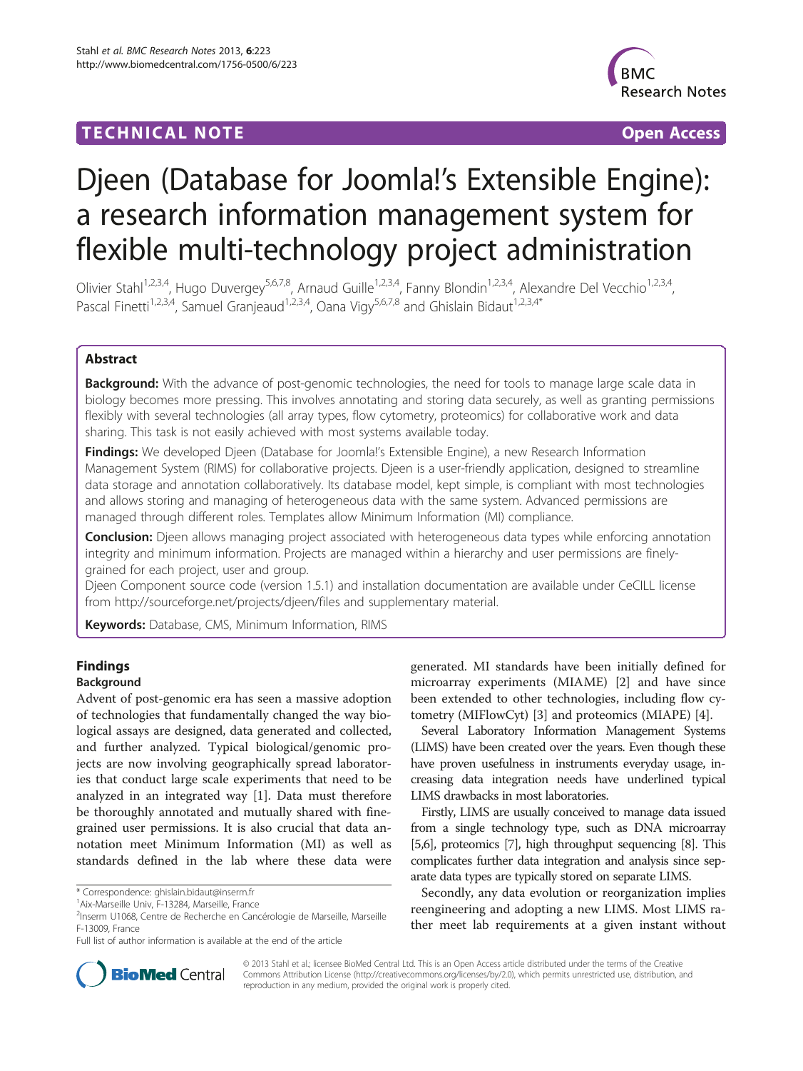TECHNICAL NOTE **Open Access**

# Djeen (Database for Joomla!'s Extensible Engine): a research information management system for flexible multi-technology project administration

Olivier Stahl[1,2,3,4], Hugo Duvergey[5,6,7,8], Arnaud Guille[1,2,3,4], Fanny Blondin[1,2,3,4], Alexandre Del Vecchio[1,2,3,4], Pascal Finetti[1,2,3,4], Samuel Granjeaud[1,2,3,4], Oana Vigy[5,6,7,8] and Ghislain Bidaut[1,2,3,4*]

## Abstract

**Background:** With the advance of post-genomic technologies, the need for tools to manage large scale data in biology becomes more pressing. This involves annotating and storing data securely, as well as granting permissions flexibly with several technologies (all array types, flow cytometry, proteomics) for collaborative work and data sharing. This task is not easily achieved with most systems available today.

**Findings:** We developed Djeen (Database for Joomla!'s Extensible Engine), a new Research Information Management System (RIMS) for collaborative projects. Djeen is a user-friendly application, designed to streamline data storage and annotation collaboratively. Its database model, kept simple, is compliant with most technologies and allows storing and managing of heterogeneous data with the same system. Advanced permissions are managed through different roles. Templates allow Minimum Information (MI) compliance.

**Conclusion:** Djeen allows managing project associated with heterogeneous data types while enforcing annotation integrity and minimum information. Projects are managed within a hierarchy and user permissions are finely-grained for each project, user and group.

Djeen Component source code (version 1.5.1) and installation documentation are available under CeCILL license from http://sourceforge.net/projects/djeen/files and supplementary material.

**Keywords:** Database, CMS, Minimum Information, RIMS

## Findings

### Background

Advent of post-genomic era has seen a massive adoption of technologies that fundamentally changed the way biological assays are designed, data generated and collected, and further analyzed. Typical biological/genomic projects are now involving geographically spread laboratories that conduct large scale experiments that need to be analyzed in an integrated way [1]. Data must therefore be thoroughly annotated and mutually shared with fine-grained user permissions. It is also crucial that data annotation meet Minimum Information (MI) as well as standards defined in the lab where these data were generated. MI standards have been initially defined for microarray experiments (MIAME) [2] and have since been extended to other technologies, including flow cytometry (MIFlowCyt) [3] and proteomics (MIAPE) [4].

Several Laboratory Information Management Systems (LIMS) have been created over the years. Even though these have proven usefulness in instruments everyday usage, increasing data integration needs have underlined typical LIMS drawbacks in most laboratories.

Firstly, LIMS are usually conceived to manage data issued from a single technology type, such as DNA microarray [5,6], proteomics [7], high throughput sequencing [8]. This complicates further data integration and analysis since separate data types are typically stored on separate LIMS.

Secondly, any data evolution or reorganization implies reengineering and adopting a new LIMS. Most LIMS rather meet lab requirements at a given instant without

\* Correspondence: ghislain.bidaut@inserm.fr
[1]Aix-Marseille Univ, F-13284, Marseille, France
[2]Inserm U1068, Centre de Recherche en Cancérologie de Marseille, Marseille F-13009, France
Full list of author information is available at the end of the article

© 2013 Stahl et al.; licensee BioMed Central Ltd. This is an Open Access article distributed under the terms of the Creative Commons Attribution License (http://creativecommons.org/licenses/by/2.0), which permits unrestricted use, distribution, and reproduction in any medium, provided the original work is properly cited.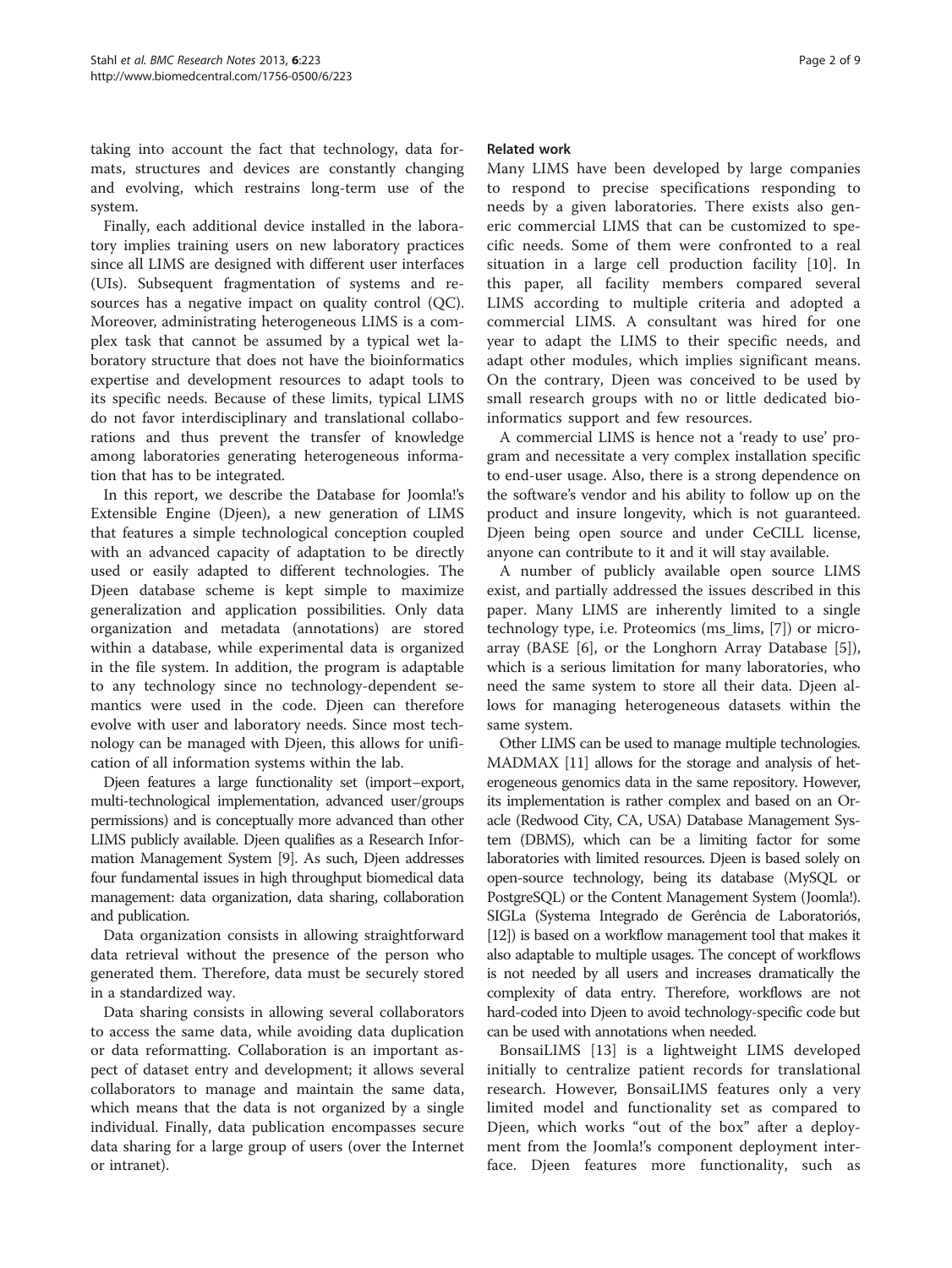taking into account the fact that technology, data formats, structures and devices are constantly changing and evolving, which restrains long-term use of the system.

Finally, each additional device installed in the laboratory implies training users on new laboratory practices since all LIMS are designed with different user interfaces (UIs). Subsequent fragmentation of systems and resources has a negative impact on quality control (QC). Moreover, administrating heterogeneous LIMS is a complex task that cannot be assumed by a typical wet laboratory structure that does not have the bioinformatics expertise and development resources to adapt tools to its specific needs. Because of these limits, typical LIMS do not favor interdisciplinary and translational collaborations and thus prevent the transfer of knowledge among laboratories generating heterogeneous information that has to be integrated.

In this report, we describe the Database for Joomla!'s Extensible Engine (Djeen), a new generation of LIMS that features a simple technological conception coupled with an advanced capacity of adaptation to be directly used or easily adapted to different technologies. The Djeen database scheme is kept simple to maximize generalization and application possibilities. Only data organization and metadata (annotations) are stored within a database, while experimental data is organized in the file system. In addition, the program is adaptable to any technology since no technology-dependent semantics were used in the code. Djeen can therefore evolve with user and laboratory needs. Since most technology can be managed with Djeen, this allows for unification of all information systems within the lab.

Djeen features a large functionality set (import–export, multi-technological implementation, advanced user/groups permissions) and is conceptually more advanced than other LIMS publicly available. Djeen qualifies as a Research Information Management System [9]. As such, Djeen addresses four fundamental issues in high throughput biomedical data management: data organization, data sharing, collaboration and publication.

Data organization consists in allowing straightforward data retrieval without the presence of the person who generated them. Therefore, data must be securely stored in a standardized way.

Data sharing consists in allowing several collaborators to access the same data, while avoiding data duplication or data reformatting. Collaboration is an important aspect of dataset entry and development; it allows several collaborators to manage and maintain the same data, which means that the data is not organized by a single individual. Finally, data publication encompasses secure data sharing for a large group of users (over the Internet or intranet).

### Related work

Many LIMS have been developed by large companies to respond to precise specifications responding to needs by a given laboratories. There exists also generic commercial LIMS that can be customized to specific needs. Some of them were confronted to a real situation in a large cell production facility [10]. In this paper, all facility members compared several LIMS according to multiple criteria and adopted a commercial LIMS. A consultant was hired for one year to adapt the LIMS to their specific needs, and adapt other modules, which implies significant means. On the contrary, Djeen was conceived to be used by small research groups with no or little dedicated bioinformatics support and few resources.

A commercial LIMS is hence not a 'ready to use' program and necessitate a very complex installation specific to end-user usage. Also, there is a strong dependence on the software's vendor and his ability to follow up on the product and insure longevity, which is not guaranteed. Djeen being open source and under CeCILL license, anyone can contribute to it and it will stay available.

A number of publicly available open source LIMS exist, and partially addressed the issues described in this paper. Many LIMS are inherently limited to a single technology type, i.e. Proteomics (ms_lims, [7]) or microarray (BASE [6], or the Longhorn Array Database [5]), which is a serious limitation for many laboratories, who need the same system to store all their data. Djeen allows for managing heterogeneous datasets within the same system.

Other LIMS can be used to manage multiple technologies. MADMAX [11] allows for the storage and analysis of heterogeneous genomics data in the same repository. However, its implementation is rather complex and based on an Oracle (Redwood City, CA, USA) Database Management System (DBMS), which can be a limiting factor for some laboratories with limited resources. Djeen is based solely on open-source technology, being its database (MySQL or PostgreSQL) or the Content Management System (Joomla!). SIGLa (Systema Integrado de Gerência de Laboratoriós, [12]) is based on a workflow management tool that makes it also adaptable to multiple usages. The concept of workflows is not needed by all users and increases dramatically the complexity of data entry. Therefore, workflows are not hard-coded into Djeen to avoid technology-specific code but can be used with annotations when needed.

BonsaiLIMS [13] is a lightweight LIMS developed initially to centralize patient records for translational research. However, BonsaiLIMS features only a very limited model and functionality set as compared to Djeen, which works "out of the box" after a deployment from the Joomla!'s component deployment interface. Djeen features more functionality, such as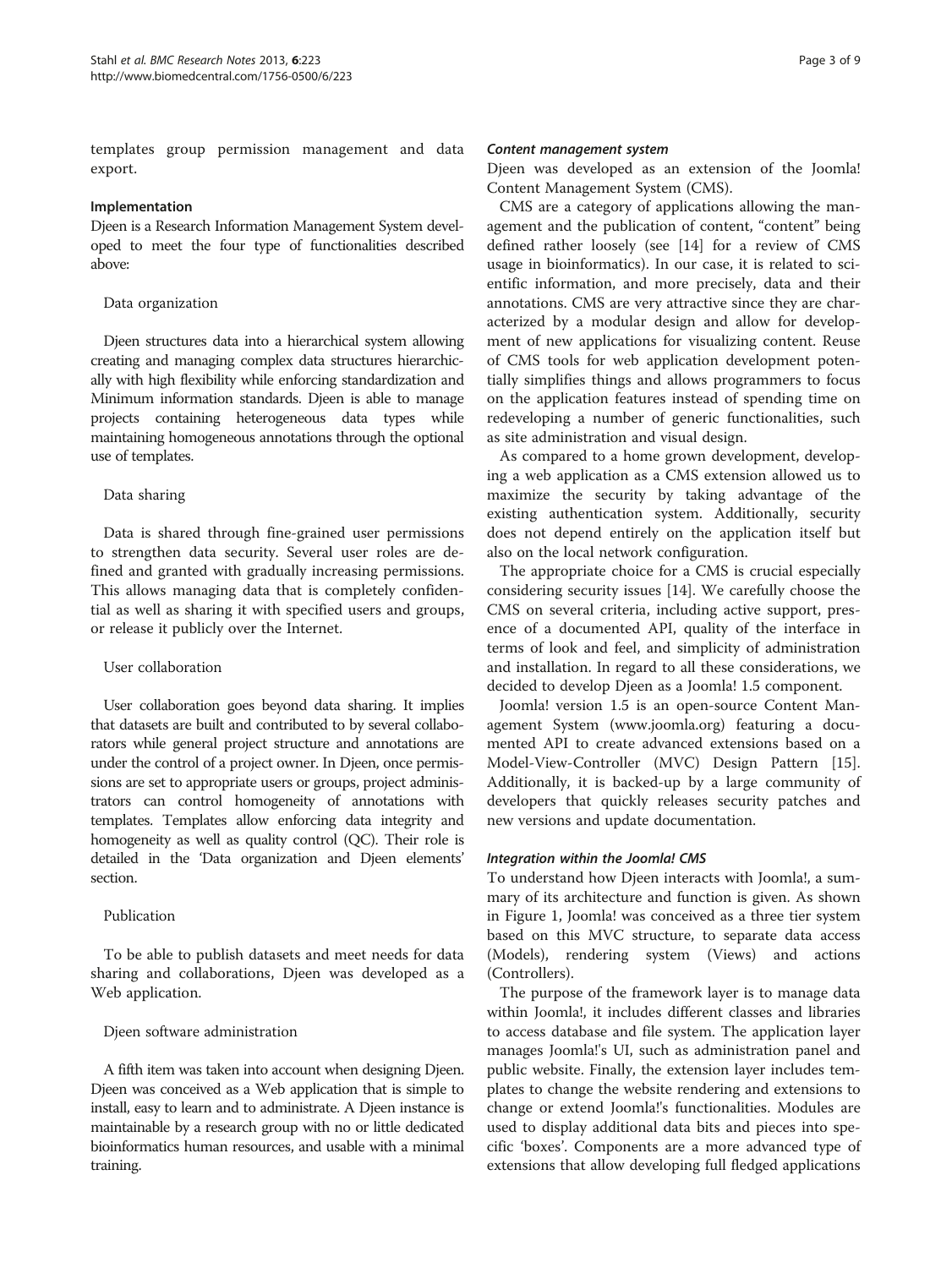templates group permission management and data export.

### Implementation

Djeen is a Research Information Management System developed to meet the four type of functionalities described above:

Data organization

Djeen structures data into a hierarchical system allowing creating and managing complex data structures hierarchically with high flexibility while enforcing standardization and Minimum information standards. Djeen is able to manage projects containing heterogeneous data types while maintaining homogeneous annotations through the optional use of templates.

Data sharing

Data is shared through fine-grained user permissions to strengthen data security. Several user roles are defined and granted with gradually increasing permissions. This allows managing data that is completely confidential as well as sharing it with specified users and groups, or release it publicly over the Internet.

User collaboration

User collaboration goes beyond data sharing. It implies that datasets are built and contributed to by several collaborators while general project structure and annotations are under the control of a project owner. In Djeen, once permissions are set to appropriate users or groups, project administrators can control homogeneity of annotations with templates. Templates allow enforcing data integrity and homogeneity as well as quality control (QC). Their role is detailed in the 'Data organization and Djeen elements' section.

Publication

To be able to publish datasets and meet needs for data sharing and collaborations, Djeen was developed as a Web application.

Djeen software administration

A fifth item was taken into account when designing Djeen. Djeen was conceived as a Web application that is simple to install, easy to learn and to administrate. A Djeen instance is maintainable by a research group with no or little dedicated bioinformatics human resources, and usable with a minimal training.

#### *Content management system*

Djeen was developed as an extension of the Joomla! Content Management System (CMS).

CMS are a category of applications allowing the management and the publication of content, "content" being defined rather loosely (see [14] for a review of CMS usage in bioinformatics). In our case, it is related to scientific information, and more precisely, data and their annotations. CMS are very attractive since they are characterized by a modular design and allow for development of new applications for visualizing content. Reuse of CMS tools for web application development potentially simplifies things and allows programmers to focus on the application features instead of spending time on redeveloping a number of generic functionalities, such as site administration and visual design.

As compared to a home grown development, developing a web application as a CMS extension allowed us to maximize the security by taking advantage of the existing authentication system. Additionally, security does not depend entirely on the application itself but also on the local network configuration.

The appropriate choice for a CMS is crucial especially considering security issues [14]. We carefully choose the CMS on several criteria, including active support, presence of a documented API, quality of the interface in terms of look and feel, and simplicity of administration and installation. In regard to all these considerations, we decided to develop Djeen as a Joomla! 1.5 component.

Joomla! version 1.5 is an open-source Content Management System (www.joomla.org) featuring a documented API to create advanced extensions based on a Model-View-Controller (MVC) Design Pattern [15]. Additionally, it is backed-up by a large community of developers that quickly releases security patches and new versions and update documentation.

#### *Integration within the Joomla! CMS*

To understand how Djeen interacts with Joomla!, a summary of its architecture and function is given. As shown in Figure 1, Joomla! was conceived as a three tier system based on this MVC structure, to separate data access (Models), rendering system (Views) and actions (Controllers).

The purpose of the framework layer is to manage data within Joomla!, it includes different classes and libraries to access database and file system. The application layer manages Joomla!'s UI, such as administration panel and public website. Finally, the extension layer includes templates to change the website rendering and extensions to change or extend Joomla!'s functionalities. Modules are used to display additional data bits and pieces into specific 'boxes'. Components are a more advanced type of extensions that allow developing full fledged applications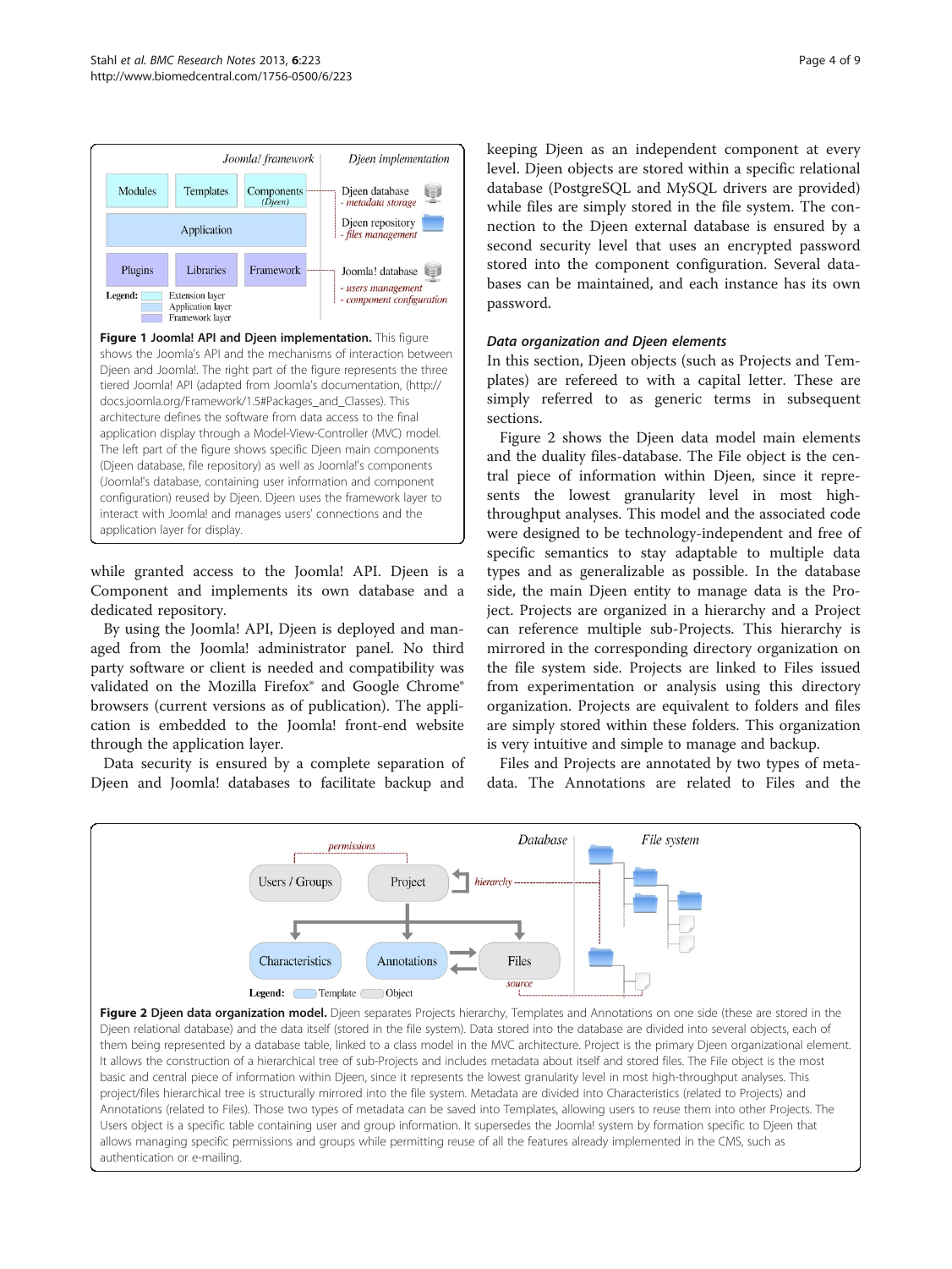**Figure 1 Joomla! API and Djeen implementation.** This figure shows the Joomla's API and the mechanisms of interaction between Djeen and Joomla!. The right part of the figure represents the three tiered Joomla! API (adapted from Joomla's documentation, (http://docs.joomla.org/Framework/1.5#Packages_and_Classes). This architecture defines the software from data access to the final application display through a Model-View-Controller (MVC) model. The left part of the figure shows specific Djeen main components (Djeen database, file repository) as well as Joomla!'s components (Joomla!'s database, containing user information and component configuration) reused by Djeen. Djeen uses the framework layer to interact with Joomla! and manages users' connections and the application layer for display.

while granted access to the Joomla! API. Djeen is a Component and implements its own database and a dedicated repository.

By using the Joomla! API, Djeen is deployed and managed from the Joomla! administrator panel. No third party software or client is needed and compatibility was validated on the Mozilla Firefox® and Google Chrome® browsers (current versions as of publication). The application is embedded to the Joomla! front-end website through the application layer.

Data security is ensured by a complete separation of Djeen and Joomla! databases to facilitate backup and keeping Djeen as an independent component at every level. Djeen objects are stored within a specific relational database (PostgreSQL and MySQL drivers are provided) while files are simply stored in the file system. The connection to the Djeen external database is ensured by a second security level that uses an encrypted password stored into the component configuration. Several databases can be maintained, and each instance has its own password.

### *Data organization and Djeen elements*

In this section, Djeen objects (such as Projects and Templates) are refereed to with a capital letter. These are simply referred to as generic terms in subsequent sections.

Figure 2 shows the Djeen data model main elements and the duality files-database. The File object is the central piece of information within Djeen, since it represents the lowest granularity level in most high-throughput analyses. This model and the associated code were designed to be technology-independent and free of specific semantics to stay adaptable to multiple data types and as generalizable as possible. In the database side, the main Djeen entity to manage data is the Project. Projects are organized in a hierarchy and a Project can reference multiple sub-Projects. This hierarchy is mirrored in the corresponding directory organization on the file system side. Projects are linked to Files issued from experimentation or analysis using this directory organization. Projects are equivalent to folders and files are simply stored within these folders. This organization is very intuitive and simple to manage and backup.

Files and Projects are annotated by two types of metadata. The Annotations are related to Files and the

**Figure 2 Djeen data organization model.** Djeen separates Projects hierarchy, Templates and Annotations on one side (these are stored in the Djeen relational database) and the data itself (stored in the file system). Data stored into the database are divided into several objects, each of them being represented by a database table, linked to a class model in the MVC architecture. Project is the primary Djeen organizational element. It allows the construction of a hierarchical tree of sub-Projects and includes metadata about itself and stored files. The File object is the most basic and central piece of information within Djeen, since it represents the lowest granularity level in most high-throughput analyses. This project/files hierarchical tree is structurally mirrored into the file system. Metadata are divided into Characteristics (related to Projects) and Annotations (related to Files). Those two types of metadata can be saved into Templates, allowing users to reuse them into other Projects. The Users object is a specific table containing user and group information. It supersedes the Joomla! system by formation specific to Djeen that allows managing specific permissions and groups while permitting reuse of all the features already implemented in the CMS, such as authentication or e-mailing.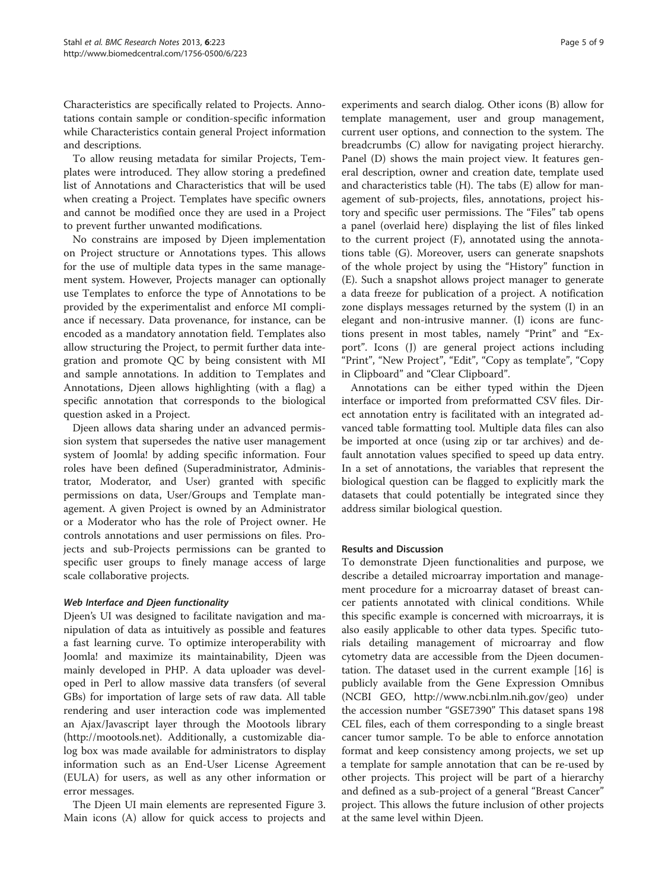Characteristics are specifically related to Projects. Annotations contain sample or condition-specific information while Characteristics contain general Project information and descriptions.

To allow reusing metadata for similar Projects, Templates were introduced. They allow storing a predefined list of Annotations and Characteristics that will be used when creating a Project. Templates have specific owners and cannot be modified once they are used in a Project to prevent further unwanted modifications.

No constrains are imposed by Djeen implementation on Project structure or Annotations types. This allows for the use of multiple data types in the same management system. However, Projects manager can optionally use Templates to enforce the type of Annotations to be provided by the experimentalist and enforce MI compliance if necessary. Data provenance, for instance, can be encoded as a mandatory annotation field. Templates also allow structuring the Project, to permit further data integration and promote QC by being consistent with MI and sample annotations. In addition to Templates and Annotations, Djeen allows highlighting (with a flag) a specific annotation that corresponds to the biological question asked in a Project.

Djeen allows data sharing under an advanced permission system that supersedes the native user management system of Joomla! by adding specific information. Four roles have been defined (Superadministrator, Administrator, Moderator, and User) granted with specific permissions on data, User/Groups and Template management. A given Project is owned by an Administrator or a Moderator who has the role of Project owner. He controls annotations and user permissions on files. Projects and sub-Projects permissions can be granted to specific user groups to finely manage access of large scale collaborative projects.

### *Web Interface and Djeen functionality*

Djeen's UI was designed to facilitate navigation and manipulation of data as intuitively as possible and features a fast learning curve. To optimize interoperability with Joomla! and maximize its maintainability, Djeen was mainly developed in PHP. A data uploader was developed in Perl to allow massive data transfers (of several GBs) for importation of large sets of raw data. All table rendering and user interaction code was implemented an Ajax/Javascript layer through the Mootools library (http://mootools.net). Additionally, a customizable dialog box was made available for administrators to display information such as an End-User License Agreement (EULA) for users, as well as any other information or error messages.

The Djeen UI main elements are represented Figure 3. Main icons (A) allow for quick access to projects and experiments and search dialog. Other icons (B) allow for template management, user and group management, current user options, and connection to the system. The breadcrumbs (C) allow for navigating project hierarchy. Panel (D) shows the main project view. It features general description, owner and creation date, template used and characteristics table (H). The tabs (E) allow for management of sub-projects, files, annotations, project history and specific user permissions. The "Files" tab opens a panel (overlaid here) displaying the list of files linked to the current project (F), annotated using the annotations table (G). Moreover, users can generate snapshots of the whole project by using the "History" function in (E). Such a snapshot allows project manager to generate a data freeze for publication of a project. A notification zone displays messages returned by the system (I) in an elegant and non-intrusive manner. (I) icons are functions present in most tables, namely "Print" and "Export". Icons (J) are general project actions including "Print", "New Project", "Edit", "Copy as template", "Copy in Clipboard" and "Clear Clipboard".

Annotations can be either typed within the Djeen interface or imported from preformatted CSV files. Direct annotation entry is facilitated with an integrated advanced table formatting tool. Multiple data files can also be imported at once (using zip or tar archives) and default annotation values specified to speed up data entry. In a set of annotations, the variables that represent the biological question can be flagged to explicitly mark the datasets that could potentially be integrated since they address similar biological question.

## Results and Discussion

To demonstrate Djeen functionalities and purpose, we describe a detailed microarray importation and management procedure for a microarray dataset of breast cancer patients annotated with clinical conditions. While this specific example is concerned with microarrays, it is also easily applicable to other data types. Specific tutorials detailing management of microarray and flow cytometry data are accessible from the Djeen documentation. The dataset used in the current example [16] is publicly available from the Gene Expression Omnibus (NCBI GEO, http://www.ncbi.nlm.nih.gov/geo) under the accession number "GSE7390" This dataset spans 198 CEL files, each of them corresponding to a single breast cancer tumor sample. To be able to enforce annotation format and keep consistency among projects, we set up a template for sample annotation that can be re-used by other projects. This project will be part of a hierarchy and defined as a sub-project of a general "Breast Cancer" project. This allows the future inclusion of other projects at the same level within Djeen.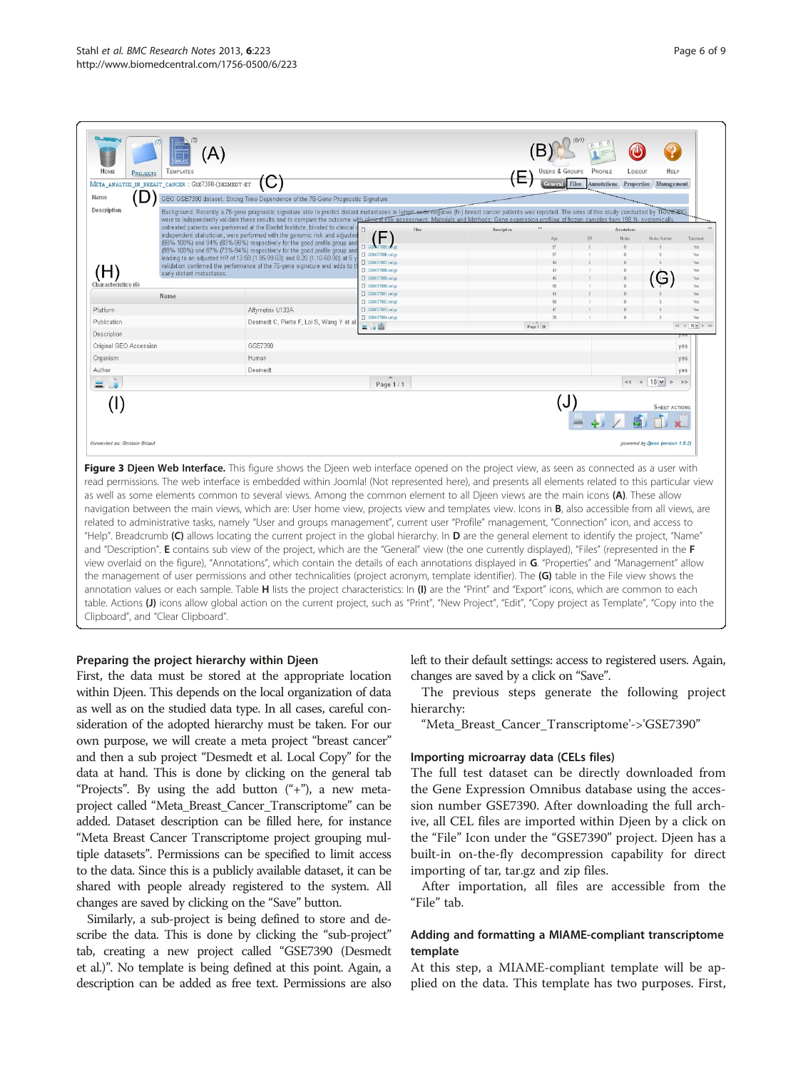**Figure 3 Djeen Web Interface.** This figure shows the Djeen web interface opened on the project view, as seen as connected as a user with read permissions. The web interface is embedded within Joomla! (Not represented here), and presents all elements related to this particular view as well as some elements common to several views. Among the common element to all Djeen views are the main icons **(A)**. These allow navigation between the main views, which are: User home view, projects view and templates view. Icons in **B**, also accessible from all views, are related to administrative tasks, namely "User and groups management", current user "Profile" management, "Connection" icon, and access to "Help". Breadcrumb **(C)** allows locating the current project in the global hierarchy. In **D** are the general element to identify the project, "Name" and "Description". **E** contains sub view of the project, which are the "General" view (the one currently displayed), "Files" (represented in the **F** view overlaid on the figure), "Annotations", which contain the details of each annotations displayed in **G**. "Properties" and "Management" allow the management of user permissions and other technicalities (project acronym, template identifier). The **(G)** table in the File view shows the annotation values or each sample. Table **H** lists the project characteristics: In **(I)** are the "Print" and "Export" icons, which are common to each table. Actions **(J)** icons allow global action on the current project, such as "Print", "New Project", "Edit", "Copy project as Template", "Copy into the Clipboard", and "Clear Clipboard".

### Preparing the project hierarchy within Djeen

First, the data must be stored at the appropriate location within Djeen. This depends on the local organization of data as well as on the studied data type. In all cases, careful consideration of the adopted hierarchy must be taken. For our own purpose, we will create a meta project "breast cancer" and then a sub project "Desmedt et al. Local Copy" for the data at hand. This is done by clicking on the general tab "Projects". By using the add button ("+"), a new meta-project called "Meta_Breast_Cancer_Transcriptome" can be added. Dataset description can be filled here, for instance "Meta Breast Cancer Transcriptome project grouping multiple datasets". Permissions can be specified to limit access to the data. Since this is a publicly available dataset, it can be shared with people already registered to the system. All changes are saved by clicking on the "Save" button.

Similarly, a sub-project is being defined to store and describe the data. This is done by clicking the "sub-project" tab, creating a new project called "GSE7390 (Desmedt et al.)". No template is being defined at this point. Again, a description can be added as free text. Permissions are also left to their default settings: access to registered users. Again, changes are saved by a click on "Save".

The previous steps generate the following project hierarchy:

"Meta_Breast_Cancer_Transcriptome'->'GSE7390"

### Importing microarray data (CELs files)

The full test dataset can be directly downloaded from the Gene Expression Omnibus database using the accession number GSE7390. After downloading the full archive, all CEL files are imported within Djeen by a click on the "File" Icon under the "GSE7390" project. Djeen has a built-in on-the-fly decompression capability for direct importing of tar, tar.gz and zip files.

After importation, all files are accessible from the "File" tab.

### Adding and formatting a MIAME-compliant transcriptome template

At this step, a MIAME-compliant template will be applied on the data. This template has two purposes. First,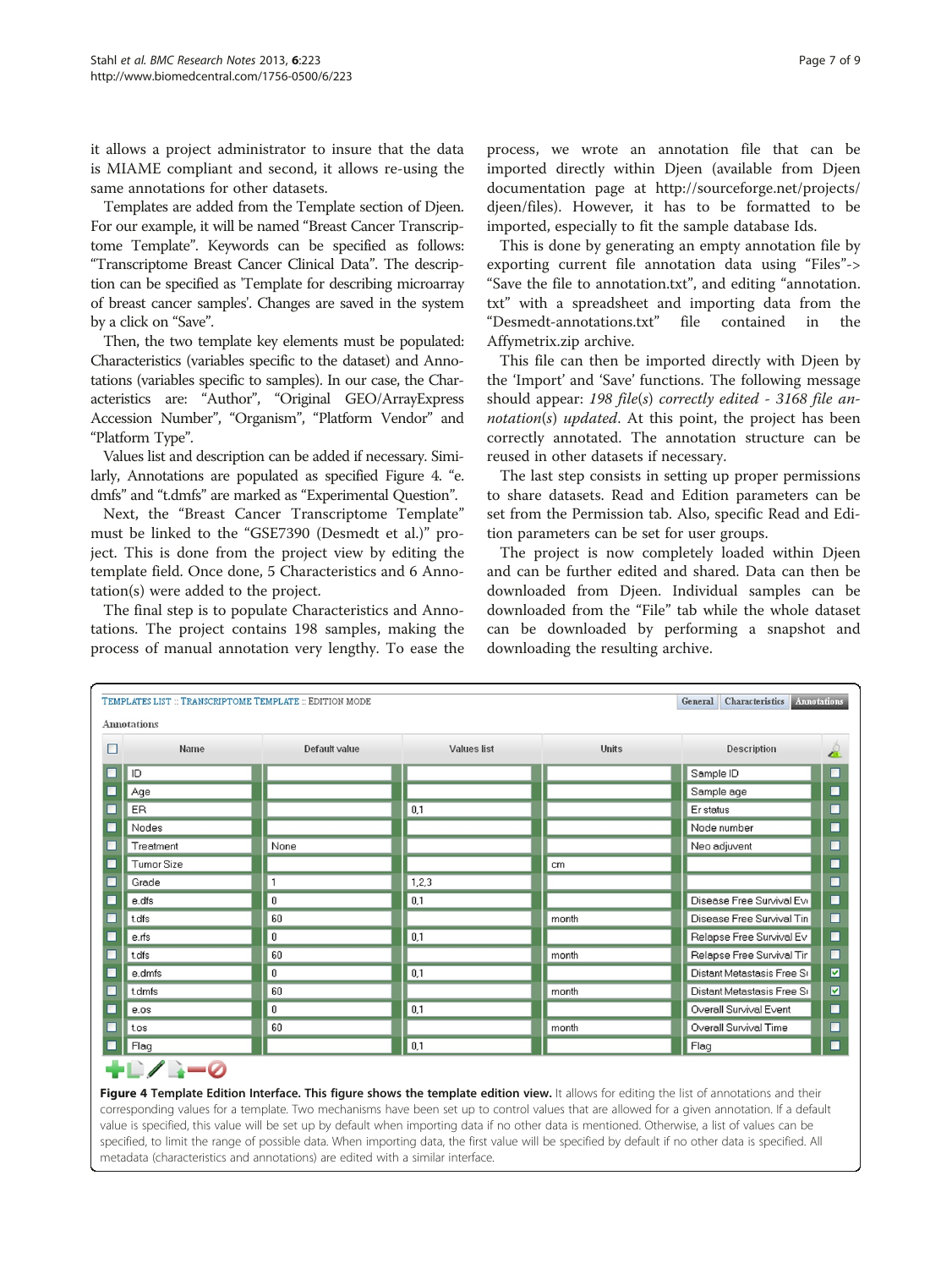it allows a project administrator to insure that the data is MIAME compliant and second, it allows re-using the same annotations for other datasets.

Templates are added from the Template section of Djeen. For our example, it will be named "Breast Cancer Transcriptome Template". Keywords can be specified as follows: "Transcriptome Breast Cancer Clinical Data". The description can be specified as 'Template for describing microarray of breast cancer samples'. Changes are saved in the system by a click on "Save".

Then, the two template key elements must be populated: Characteristics (variables specific to the dataset) and Annotations (variables specific to samples). In our case, the Characteristics are: "Author", "Original GEO/ArrayExpress Accession Number", "Organism", "Platform Vendor" and "Platform Type".

Values list and description can be added if necessary. Similarly, Annotations are populated as specified Figure 4. "e.dmfs" and "t.dmfs" are marked as "Experimental Question".

Next, the "Breast Cancer Transcriptome Template" must be linked to the "GSE7390 (Desmedt et al.)" project. This is done from the project view by editing the template field. Once done, 5 Characteristics and 6 Annotation(s) were added to the project.

The final step is to populate Characteristics and Annotations. The project contains 198 samples, making the process of manual annotation very lengthy. To ease the process, we wrote an annotation file that can be imported directly within Djeen (available from Djeen documentation page at http://sourceforge.net/projects/djeen/files). However, it has to be formatted to be imported, especially to fit the sample database Ids.

This is done by generating an empty annotation file by exporting current file annotation data using "Files"-> "Save the file to annotation.txt", and editing "annotation.txt" with a spreadsheet and importing data from the "Desmedt-annotations.txt" file contained in the Affymetrix.zip archive.

This file can then be imported directly with Djeen by the 'Import' and 'Save' functions. The following message should appear: *198 file(s) correctly edited - 3168 file annotation(s) updated*. At this point, the project has been correctly annotated. The annotation structure can be reused in other datasets if necessary.

The last step consists in setting up proper permissions to share datasets. Read and Edition parameters can be set from the Permission tab. Also, specific Read and Edition parameters can be set for user groups.

The project is now completely loaded within Djeen and can be further edited and shared. Data can then be downloaded from Djeen. Individual samples can be downloaded from the "File" tab while the whole dataset can be downloaded by performing a snapshot and downloading the resulting archive.

TEMPLATES LIST :: TRANSCRIPTOME TEMPLATE :: EDITION MODE — General | Characteristics | Annotations

Annotations

| Name | Default value | Values list | Units | Description | Experimental Question |
|---|---|---|---|---|---|
| ID | | | | Sample ID | ☐ |
| Age | | | | Sample age | ☐ |
| ER | | 0,1 | | Er status | ☐ |
| Nodes | | | | Node number | ☐ |
| Treatment | None | | | Neo adjuvent | ☐ |
| Tumor Size | | | cm | | ☐ |
| Grade | 1 | 1,2,3 | | | ☐ |
| e.dfs | 0 | 0,1 | | Disease Free Survival Ev | ☐ |
| t.dfs | 60 | | month | Disease Free Survival Tin | ☐ |
| e.rfs | 0 | 0,1 | | Relapse Free Survival Ev | ☐ |
| t.dfs | 60 | | month | Relapse Free Survival Tir | ☐ |
| e.dmfs | 0 | 0,1 | | Distant Metastasis Free Si | ☑ |
| t.dmfs | 60 | | month | Distant Metastasis Free Si | ☑ |
| e.os | 0 | 0,1 | | Overall Survival Event | ☐ |
| t.os | 60 | | month | Overall Survival Time | ☐ |
| Flag | | 0,1 | | Flag | ☐ |

**Figure 4 Template Edition Interface. This figure shows the template edition view.** It allows for editing the list of annotations and their corresponding values for a template. Two mechanisms have been set up to control values that are allowed for a given annotation. If a default value is specified, this value will be set up by default when importing data if no other data is mentioned. Otherwise, a list of values can be specified, to limit the range of possible data. When importing data, the first value will be specified by default if no other data is specified. All metadata (characteristics and annotations) are edited with a similar interface.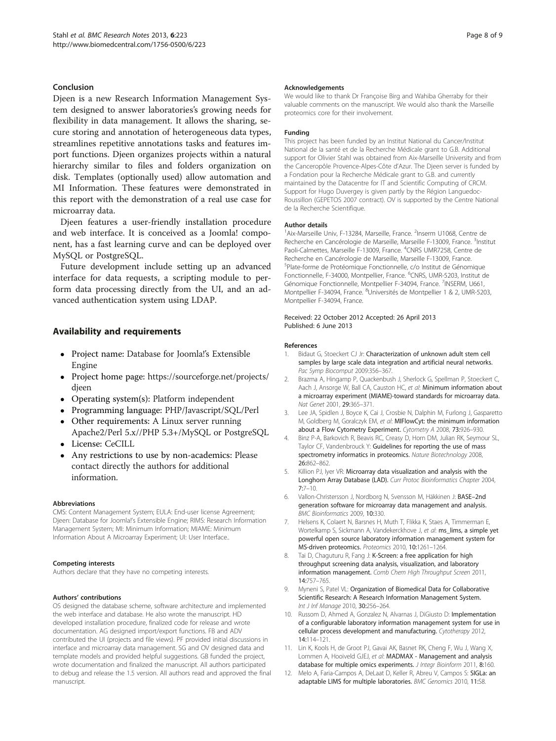## Conclusion

Djeen is a new Research Information Management System designed to answer laboratories's growing needs for flexibility in data management. It allows the sharing, secure storing and annotation of heterogeneous data types, streamlines repetitive annotations tasks and features import functions. Djeen organizes projects within a natural hierarchy similar to files and folders organization on disk. Templates (optionally used) allow automation and MI Information. These features were demonstrated in this report with the demonstration of a real use case for microarray data.

Djeen features a user-friendly installation procedure and web interface. It is conceived as a Joomla! component, has a fast learning curve and can be deployed over MySQL or PostgreSQL.

Future development include setting up an advanced interface for data requests, a scripting module to perform data processing directly from the UI, and an advanced authentication system using LDAP.

## Availability and requirements

- Project name: Database for Joomla!'s Extensible Engine
- Project home page: https://sourceforge.net/projects/djeen
- Operating system(s): Platform independent
- Programming language: PHP/Javascript/SQL/Perl
- Other requirements: A Linux server running Apache2/Perl 5.x//PHP 5.3+/MySQL or PostgreSQL
- License: CeCILL
- Any restrictions to use by non-academics: Please contact directly the authors for additional information.

### Abbreviations

CMS: Content Management System; EULA: End-user license Agreement; Djeen: Database for Joomla!'s Extensible Engine; RIMS: Research Information Management System; MI: Minimum Information; MIAME: Minimum Information About A Microarray Experiment; UI: User Interface..

### Competing interests

Authors declare that they have no competing interests.

### Authors' contributions

OS designed the database scheme, software architecture and implemented the web interface and database. He also wrote the manuscript. HD developed installation procedure, finalized code for release and wrote documentation. AG designed import/export functions. FB and ADV contributed the UI (projects and file views). PF provided initial discussions in interface and microarray data management. SG and OV designed data and template models and provided helpful suggestions. GB funded the project, wrote documentation and finalized the manuscript. All authors participated to debug and release the 1.5 version. All authors read and approved the final manuscript.

### Acknowledgements

We would like to thank Dr Françoise Birg and Wahiba Gherraby for their valuable comments on the manuscript. We would also thank the Marseille proteomics core for their involvement.

### Funding

This project has been funded by an Institut National du Cancer/Institut National de la santé et de la Recherche Médicale grant to G.B. Additional support for Olivier Stahl was obtained from Aix-Marseille University and from the Canceropôle Provence-Alpes-Côte d'Azur. The Djeen server is funded by a Fondation pour la Recherche Médicale grant to G.B. and currently maintained by the Datacentre for IT and Scientific Computing of CRCM. Support for Hugo Duvergey is given partly by the Région Languedoc-Roussillon (GEPETOS 2007 contract). OV is supported by the Centre National de la Recherche Scientifique.

### Author details

[1]Aix-Marseille Univ, F-13284, Marseille, France. [2]Inserm U1068, Centre de Recherche en Cancérologie de Marseille, Marseille F-13009, France. [3]Institut Paoli-Calmettes, Marseille F-13009, France. [4]CNRS UMR7258, Centre de Recherche en Cancérologie de Marseille, Marseille F-13009, France. [5]Plate-forme de Protéomique Fonctionnelle, c/o Institut de Génomique Fonctionnelle, F-34000, Montpellier, France. [6]CNRS, UMR-5203, Institut de Génomique Fonctionnelle, Montpellier F-34094, France. [7]INSERM, U661, Montpellier F-34094, France. [8]Universités de Montpellier 1 & 2, UMR-5203, Montpellier F-34094, France.

Received: 22 October 2012 Accepted: 26 April 2013
Published: 6 June 2013

### References

1. Bidaut G, Stoeckert CJ Jr: **Characterization of unknown adult stem cell samples by large scale data integration and artificial neural networks.** *Pac Symp Biocomput* 2009:356–367.
2. Brazma A, Hingamp P, Quackenbush J, Sherlock G, Spellman P, Stoeckert C, Aach J, Ansorge W, Ball CA, Causton HC, *et al*: **Minimum information about a microarray experiment (MIAME)-toward standards for microarray data.** *Nat Genet* 2001, **29:**365–371.
3. Lee JA, Spidlen J, Boyce K, Cai J, Crosbie N, Dalphin M, Furlong J, Gasparetto M, Goldberg M, Goralczyk EM, *et al*: **MIFlowCyt: the minimum information about a Flow Cytometry Experiment.** *Cytometry A* 2008, **73:**926–930.
4. Binz P-A, Barkovich R, Beavis RC, Creasy D, Horn DM, Julian RK, Seymour SL, Taylor CF, Vandenbrouck Y: **Guidelines for reporting the use of mass spectrometry informatics in proteomics.** *Nature Biotechnology* 2008, **26:**862–862.
5. Killion PJ, Iyer VR: **Microarray data visualization and analysis with the Longhorn Array Database (LAD).** *Curr Protoc Bioinformatics Chapter* 2004, **7:**7–10.
6. Vallon-Christersson J, Nordborg N, Svensson M, Häkkinen J: **BASE–2nd generation software for microarray data management and analysis.** *BMC Bioinformatics* 2009, **10:**330.
7. Helsens K, Colaert N, Barsnes H, Muth T, Flikka K, Staes A, Timmerman E, Wortelkamp S, Sickmann A, Vandekerckhove J, *et al*: **ms_lims, a simple yet powerful open source laboratory information management system for MS-driven proteomics.** *Proteomics* 2010, **10:**1261–1264.
8. Tai D, Chaguturu R, Fang J: **K-Screen: a free application for high throughput screening data analysis, visualization, and laboratory information management.** *Comb Chem High Throughput Screen* 2011, **14:**757–765.
9. Myneni S, Patel VL: **Organization of Biomedical Data for Collaborative Scientific Research: A Research Information Management System.** *Int J Inf Manage* 2010, **30:**256–264.
10. Russom D, Ahmed A, Gonzalez N, Alvarnas J, DiGiusto D: **Implementation of a configurable laboratory information management system for use in cellular process development and manufacturing.** *Cytotherapy* 2012, **14:**114–121.
11. Lin K, Kools H, de Groot PJ, Gavai AK, Basnet RK, Cheng F, Wu J, Wang X, Lommen A, Hooiveld GJEJ, *et al*: **MADMAX - Management and analysis database for multiple omics experiments.** *J Integr Bioinform* 2011, **8:**160.
12. Melo A, Faria-Campos A, DeLaat D, Keller R, Abreu V, Campos S: **SIGLa: an adaptable LIMS for multiple laboratories.** *BMC Genomics* 2010, **11:**S8.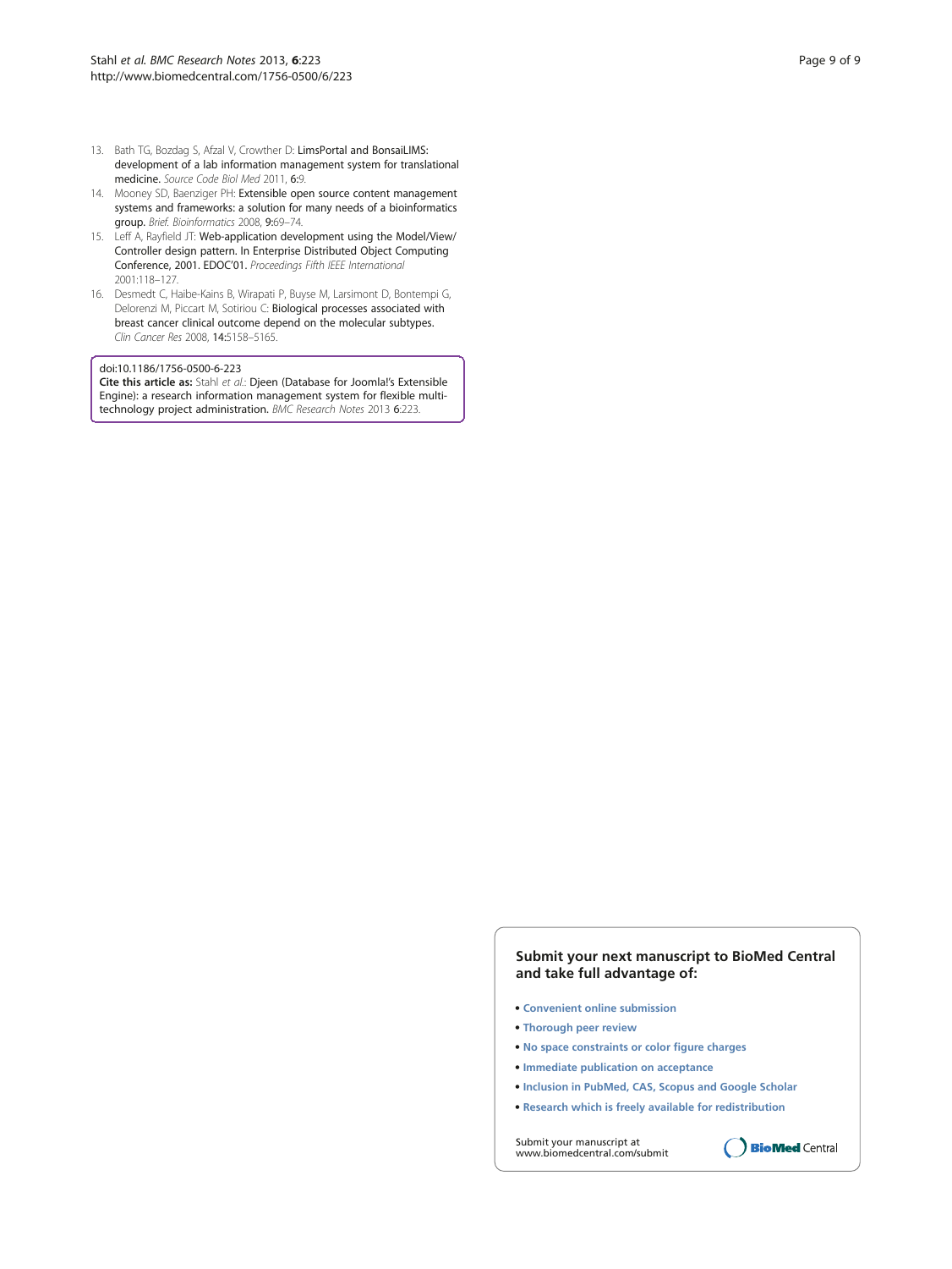13. Bath TG, Bozdag S, Afzal V, Crowther D: **LimsPortal and BonsaiLIMS: development of a lab information management system for translational medicine.** *Source Code Biol Med* 2011, **6**:9.
14. Mooney SD, Baenziger PH: **Extensible open source content management systems and frameworks: a solution for many needs of a bioinformatics group.** *Brief. Bioinformatics* 2008, **9**:69–74.
15. Leff A, Rayfield JT: **Web-application development using the Model/View/Controller design pattern. In Enterprise Distributed Object Computing Conference, 2001. EDOC'01.** *Proceedings Fifth IEEE International* 2001:118–127.
16. Desmedt C, Haibe-Kains B, Wirapati P, Buyse M, Larsimont D, Bontempi G, Delorenzi M, Piccart M, Sotiriou C: **Biological processes associated with breast cancer clinical outcome depend on the molecular subtypes.** *Clin Cancer Res* 2008, **14**:5158–5165.

doi:10.1186/1756-0500-6-223
**Cite this article as:** Stahl *et al.*: Djeen (Database for Joomla!'s Extensible Engine): a research information management system for flexible multi-technology project administration. *BMC Research Notes* 2013 **6**:223.

**Submit your next manuscript to BioMed Central and take full advantage of:**

- **Convenient online submission**
- **Thorough peer review**
- **No space constraints or color figure charges**
- **Immediate publication on acceptance**
- **Inclusion in PubMed, CAS, Scopus and Google Scholar**
- **Research which is freely available for redistribution**

Submit your manuscript at
www.biomedcentral.com/submit

BioMed Central